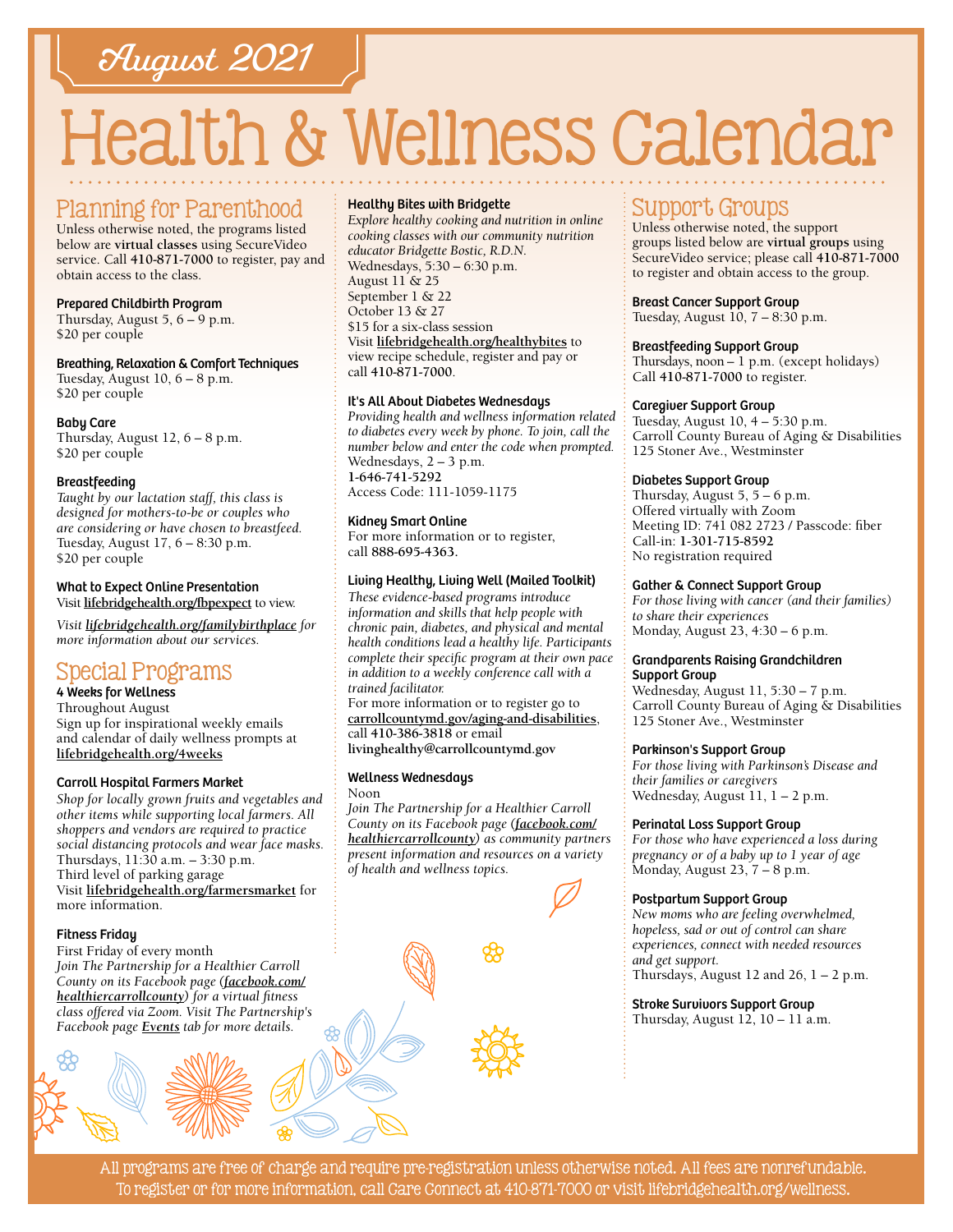# August 2021

# Health & Wellness Calendar

## Planning for Parenthood

Unless otherwise noted, the programs listed below are **virtual classes** using SecureVideo service. Call **410-871-7000** to register, pay and obtain access to the class.

**Prepared Childbirth Program**
Thursday, August 5, 6 – 9 p.m.
$20 per couple

**Breathing, Relaxation & Comfort Techniques**
Tuesday, August 10, 6 – 8 p.m.
$20 per couple

**Baby Care**
Thursday, August 12, 6 – 8 p.m.
$20 per couple

**Breastfeeding**
*Taught by our lactation staff, this class is designed for mothers-to-be or couples who are considering or have chosen to breastfeed.*
Tuesday, August 17, 6 – 8:30 p.m.
$20 per couple

**What to Expect Online Presentation**
Visit **lifebridgehealth.org/fbpexpect** to view.

*Visit* ***lifebridgehealth.org/familybirthplace*** *for more information about our services.*

## Special Programs

**4 Weeks for Wellness**
Throughout August
Sign up for inspirational weekly emails and calendar of daily wellness prompts at **lifebridgehealth.org/4weeks**

**Carroll Hospital Farmers Market**
*Shop for locally grown fruits and vegetables and other items while supporting local farmers. All shoppers and vendors are required to practice social distancing protocols and wear face masks.*
Thursdays, 11:30 a.m. – 3:30 p.m.
Third level of parking garage
Visit **lifebridgehealth.org/farmersmarket** for more information.

**Fitness Friday**
First Friday of every month
*Join The Partnership for a Healthier Carroll County on its Facebook page (**facebook.com/healthiercarrollcounty**) for a virtual fitness class offered via Zoom. Visit The Partnership's Facebook page **Events** tab for more details.*

**Healthy Bites with Bridgette**
*Explore healthy cooking and nutrition in online cooking classes with our community nutrition educator Bridgette Bostic, R.D.N.*
Wednesdays, 5:30 – 6:30 p.m.
August 11 & 25
September 1 & 22
October 13 & 27
$15 for a six-class session
Visit **lifebridgehealth.org/healthybites** to view recipe schedule, register and pay or call **410-871-7000**.

**It's All About Diabetes Wednesdays**
*Providing health and wellness information related to diabetes every week by phone. To join, call the number below and enter the code when prompted.*
Wednesdays, 2 – 3 p.m.
**1-646-741-5292**
Access Code: 111-1059-1175

**Kidney Smart Online**
For more information or to register, call **888-695-4363**.

**Living Healthy, Living Well (Mailed Toolkit)**
*These evidence-based programs introduce information and skills that help people with chronic pain, diabetes, and physical and mental health conditions lead a healthy life. Participants complete their specific program at their own pace in addition to a weekly conference call with a trained facilitator.*
For more information or to register go to **carrollcountymd.gov/aging-and-disabilities**, call **410-386-3818** or email **livinghealthy@carrollcountymd.gov**

**Wellness Wednesdays**
Noon
*Join The Partnership for a Healthier Carroll County on its Facebook page (**facebook.com/healthiercarrollcounty**) as community partners present information and resources on a variety of health and wellness topics.*

## Support Groups

Unless otherwise noted, the support groups listed below are **virtual groups** using SecureVideo service; please call **410-871-7000** to register and obtain access to the group.

**Breast Cancer Support Group**
Tuesday, August 10, 7 – 8:30 p.m.

**Breastfeeding Support Group**
Thursdays, noon – 1 p.m. (except holidays)
Call **410-871-7000** to register.

**Caregiver Support Group**
Tuesday, August 10, 4 – 5:30 p.m.
Carroll County Bureau of Aging & Disabilities
125 Stoner Ave., Westminster

**Diabetes Support Group**
Thursday, August 5, 5 – 6 p.m.
Offered virtually with Zoom
Meeting ID: 741 082 2723 / Passcode: fiber
Call-in: **1-301-715-8592**
No registration required

**Gather & Connect Support Group**
*For those living with cancer (and their families) to share their experiences*
Monday, August 23, 4:30 – 6 p.m.

**Grandparents Raising Grandchildren Support Group**
Wednesday, August 11, 5:30 – 7 p.m.
Carroll County Bureau of Aging & Disabilities
125 Stoner Ave., Westminster

**Parkinson's Support Group**
*For those living with Parkinson's Disease and their families or caregivers*
Wednesday, August 11, 1 – 2 p.m.

**Perinatal Loss Support Group**
*For those who have experienced a loss during pregnancy or of a baby up to 1 year of age*
Monday, August 23, 7 – 8 p.m.

**Postpartum Support Group**
*New moms who are feeling overwhelmed, hopeless, sad or out of control can share experiences, connect with needed resources and get support.*
Thursdays, August 12 and 26, 1 – 2 p.m.

**Stroke Survivors Support Group**
Thursday, August 12, 10 – 11 a.m.

All programs are free of charge and require pre-registration unless otherwise noted. All fees are nonrefundable.
To register or for more information, call Care Connect at 410-871-7000 or visit lifebridgehealth.org/wellness.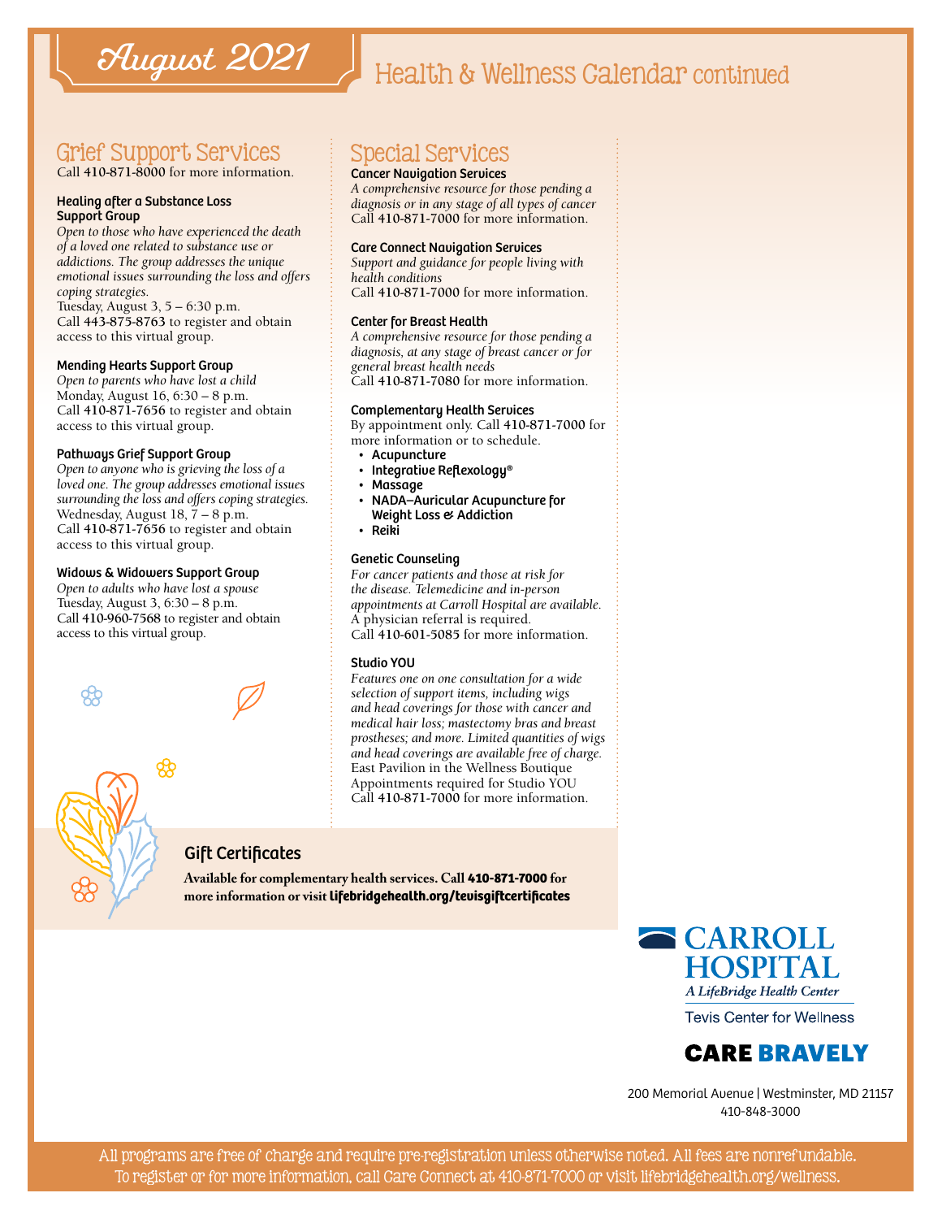# August 2021 Health & Wellness Calendar continued

## Grief Support Services

Call 410-871-8000 for more information.

### Healing after a Substance Loss Support Group

*Open to those who have experienced the death of a loved one related to substance use or addictions. The group addresses the unique emotional issues surrounding the loss and offers coping strategies.*
Tuesday, August 3, 5 – 6:30 p.m.
Call 443-875-8763 to register and obtain access to this virtual group.

### Mending Hearts Support Group

*Open to parents who have lost a child*
Monday, August 16, 6:30 – 8 p.m.
Call 410-871-7656 to register and obtain access to this virtual group.

### Pathways Grief Support Group

*Open to anyone who is grieving the loss of a loved one. The group addresses emotional issues surrounding the loss and offers coping strategies.*
Wednesday, August 18, 7 – 8 p.m.
Call 410-871-7656 to register and obtain access to this virtual group.

### Widows & Widowers Support Group

*Open to adults who have lost a spouse*
Tuesday, August 3, 6:30 – 8 p.m.
Call 410-960-7568 to register and obtain access to this virtual group.

## Special Services

### Cancer Navigation Services

*A comprehensive resource for those pending a diagnosis or in any stage of all types of cancer*
Call 410-871-7000 for more information.

### Care Connect Navigation Services

*Support and guidance for people living with health conditions*
Call 410-871-7000 for more information.

### Center for Breast Health

*A comprehensive resource for those pending a diagnosis, at any stage of breast cancer or for general breast health needs*
Call 410-871-7080 for more information.

### Complementary Health Services

By appointment only. Call 410-871-7000 for more information or to schedule.

- **Acupuncture**
- **Integrative Reflexology®**
- **Massage**
- **NADA–Auricular Acupuncture for Weight Loss & Addiction**
- **Reiki**

### Genetic Counseling

*For cancer patients and those at risk for the disease. Telemedicine and in-person appointments at Carroll Hospital are available.*
A physician referral is required.
Call 410-601-5085 for more information.

### Studio YOU

*Features one on one consultation for a wide selection of support items, including wigs and head coverings for those with cancer and medical hair loss; mastectomy bras and breast prostheses; and more. Limited quantities of wigs and head coverings are available free of charge.*
East Pavilion in the Wellness Boutique
Appointments required for Studio YOU
Call 410-871-7000 for more information.

## Gift Certificates

**Available for complementary health services. Call 410-871-7000 for more information or visit lifebridgehealth.org/tevisgiftcertificates**

CARROLL HOSPITAL
*A LifeBridge Health Center*
Tevis Center for Wellness

CARE BRAVELY

200 Memorial Avenue | Westminster, MD 21157
410-848-3000

All programs are free of charge and require pre-registration unless otherwise noted. All fees are nonrefundable.
To register or for more information, call Care Connect at 410-871-7000 or visit lifebridgehealth.org/wellness.